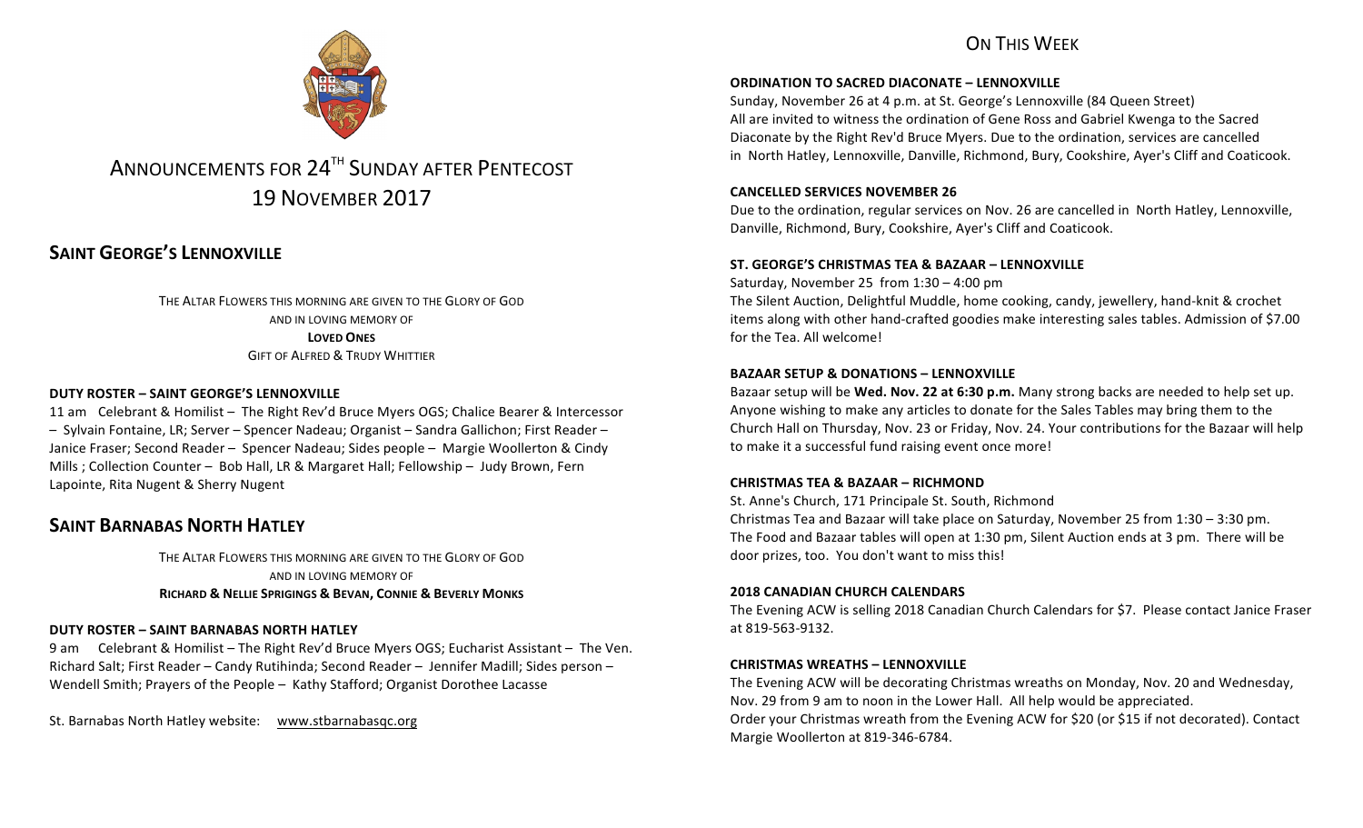# ANNOUNCEMENTS FOR 24TH SUNDAY AFTER PENTECOST

# 19 NOVEMBER 2017

## SAINT GEORGE'S LENNOXVILLE

THE ALTAR FLOWERS THIS MORNING ARE GIVEN TO THE GLORY OF GOD
AND IN LOVING MEMORY OF
**LOVED ONES**
GIFT OF ALFRED & TRUDY WHITTIER

### DUTY ROSTER – SAINT GEORGE'S LENNOXVILLE

11 am Celebrant & Homilist – The Right Rev'd Bruce Myers OGS; Chalice Bearer & Intercessor – Sylvain Fontaine, LR; Server – Spencer Nadeau; Organist – Sandra Gallichon; First Reader – Janice Fraser; Second Reader – Spencer Nadeau; Sides people – Margie Woollerton & Cindy Mills ; Collection Counter – Bob Hall, LR & Margaret Hall; Fellowship – Judy Brown, Fern Lapointe, Rita Nugent & Sherry Nugent

## SAINT BARNABAS NORTH HATLEY

THE ALTAR FLOWERS THIS MORNING ARE GIVEN TO THE GLORY OF GOD
AND IN LOVING MEMORY OF
**RICHARD & NELLIE SPRIGINGS & BEVAN, CONNIE & BEVERLY MONKS**

### DUTY ROSTER – SAINT BARNABAS NORTH HATLEY

9 am Celebrant & Homilist – The Right Rev'd Bruce Myers OGS; Eucharist Assistant – The Ven. Richard Salt; First Reader – Candy Rutihinda; Second Reader – Jennifer Madill; Sides person – Wendell Smith; Prayers of the People – Kathy Stafford; Organist Dorothee Lacasse

St. Barnabas North Hatley website: www.stbarnabasqc.org

## ON THIS WEEK

### ORDINATION TO SACRED DIACONATE – LENNOXVILLE

Sunday, November 26 at 4 p.m. at St. George's Lennoxville (84 Queen Street)
All are invited to witness the ordination of Gene Ross and Gabriel Kwenga to the Sacred Diaconate by the Right Rev'd Bruce Myers. Due to the ordination, services are cancelled in North Hatley, Lennoxville, Danville, Richmond, Bury, Cookshire, Ayer's Cliff and Coaticook.

### CANCELLED SERVICES NOVEMBER 26

Due to the ordination, regular services on Nov. 26 are cancelled in North Hatley, Lennoxville, Danville, Richmond, Bury, Cookshire, Ayer's Cliff and Coaticook.

### ST. GEORGE'S CHRISTMAS TEA & BAZAAR – LENNOXVILLE

Saturday, November 25 from 1:30 – 4:00 pm
The Silent Auction, Delightful Muddle, home cooking, candy, jewellery, hand-knit & crochet items along with other hand-crafted goodies make interesting sales tables. Admission of $7.00 for the Tea. All welcome!

### BAZAAR SETUP & DONATIONS – LENNOXVILLE

Bazaar setup will be **Wed. Nov. 22 at 6:30 p.m.** Many strong backs are needed to help set up. Anyone wishing to make any articles to donate for the Sales Tables may bring them to the Church Hall on Thursday, Nov. 23 or Friday, Nov. 24. Your contributions for the Bazaar will help to make it a successful fund raising event once more!

### CHRISTMAS TEA & BAZAAR – RICHMOND

St. Anne's Church, 171 Principale St. South, Richmond
Christmas Tea and Bazaar will take place on Saturday, November 25 from 1:30 – 3:30 pm. The Food and Bazaar tables will open at 1:30 pm, Silent Auction ends at 3 pm. There will be door prizes, too. You don't want to miss this!

### 2018 CANADIAN CHURCH CALENDARS

The Evening ACW is selling 2018 Canadian Church Calendars for $7. Please contact Janice Fraser at 819-563-9132.

### CHRISTMAS WREATHS – LENNOXVILLE

The Evening ACW will be decorating Christmas wreaths on Monday, Nov. 20 and Wednesday, Nov. 29 from 9 am to noon in the Lower Hall. All help would be appreciated.
Order your Christmas wreath from the Evening ACW for $20 (or $15 if not decorated). Contact Margie Woollerton at 819-346-6784.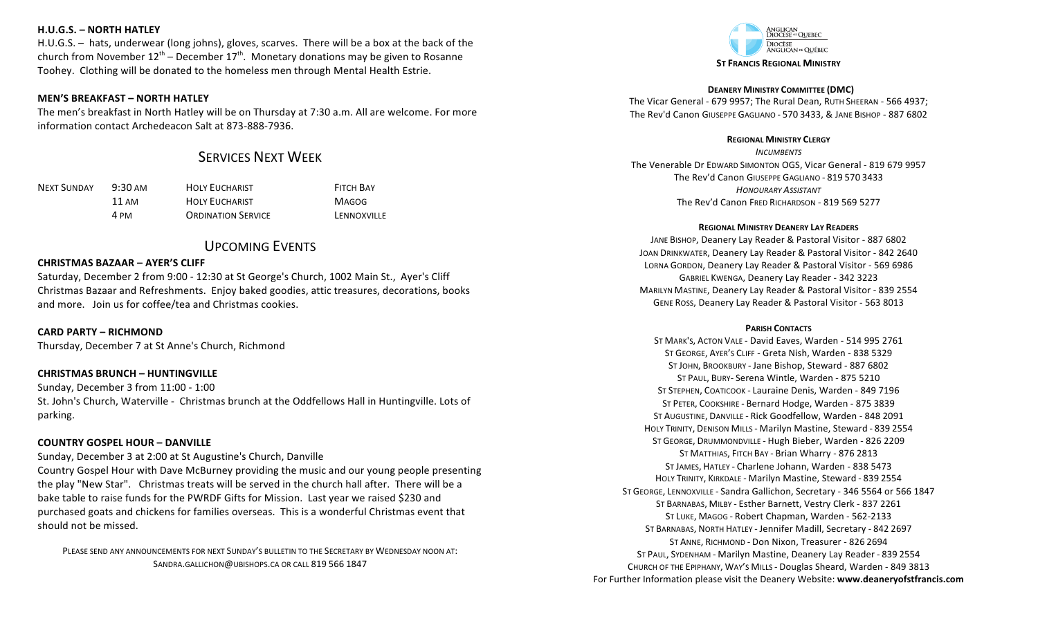**H.U.G.S. – NORTH HATLEY**

H.U.G.S. – hats, underwear (long johns), gloves, scarves. There will be a box at the back of the church from November 12th – December 17th. Monetary donations may be given to Rosanne Toohey. Clothing will be donated to the homeless men through Mental Health Estrie.

**MEN'S BREAKFAST – NORTH HATLEY**

The men's breakfast in North Hatley will be on Thursday at 7:30 a.m. All are welcome. For more information contact Archedeacon Salt at 873-888-7936.

## SERVICES NEXT WEEK

| | | | |
|---|---|---|---|
| NEXT SUNDAY | 9:30 AM | HOLY EUCHARIST | FITCH BAY |
| | 11 AM | HOLY EUCHARIST | MAGOG |
| | 4 PM | ORDINATION SERVICE | LENNOXVILLE |

## UPCOMING EVENTS

**CHRISTMAS BAZAAR – AYER'S CLIFF**

Saturday, December 2 from 9:00 - 12:30 at St George's Church, 1002 Main St., Ayer's Cliff Christmas Bazaar and Refreshments. Enjoy baked goodies, attic treasures, decorations, books and more. Join us for coffee/tea and Christmas cookies.

**CARD PARTY – RICHMOND**

Thursday, December 7 at St Anne's Church, Richmond

**CHRISTMAS BRUNCH – HUNTINGVILLE**

Sunday, December 3 from 11:00 - 1:00

St. John's Church, Waterville - Christmas brunch at the Oddfellows Hall in Huntingville. Lots of parking.

**COUNTRY GOSPEL HOUR – DANVILLE**

Sunday, December 3 at 2:00 at St Augustine's Church, Danville

Country Gospel Hour with Dave McBurney providing the music and our young people presenting the play "New Star". Christmas treats will be served in the church hall after. There will be a bake table to raise funds for the PWRDF Gifts for Mission. Last year we raised $230 and purchased goats and chickens for families overseas. This is a wonderful Christmas event that should not be missed.

PLEASE SEND ANY ANNOUNCEMENTS FOR NEXT SUNDAY'S BULLETIN TO THE SECRETARY BY WEDNESDAY NOON AT: SANDRA.GALLICHON@UBISHOPS.CA OR CALL 819 566 1847

ANGLICAN DIOCESE OF QUEBEC
DIOCÈSE ANGLICAN DE QUÉBEC

**ST FRANCIS REGIONAL MINISTRY**

**DEANERY MINISTRY COMMITTEE (DMC)**

The Vicar General - 679 9957; The Rural Dean, RUTH SHEERAN - 566 4937; The Rev'd Canon GIUSEPPE GAGLIANO - 570 3433, & JANE BISHOP - 887 6802

**REGIONAL MINISTRY CLERGY**

*INCUMBENTS*

The Venerable Dr EDWARD SIMONTON OGS, Vicar General - 819 679 9957
The Rev'd Canon GIUSEPPE GAGLIANO - 819 570 3433

*HONOURARY ASSISTANT*

The Rev'd Canon FRED RICHARDSON - 819 569 5277

**REGIONAL MINISTRY DEANERY LAY READERS**

JANE BISHOP, Deanery Lay Reader & Pastoral Visitor - 887 6802
JOAN DRINKWATER, Deanery Lay Reader & Pastoral Visitor - 842 2640
LORNA GORDON, Deanery Lay Reader & Pastoral Visitor - 569 6986
GABRIEL KWENGA, Deanery Lay Reader - 342 3223
MARILYN MASTINE, Deanery Lay Reader & Pastoral Visitor - 839 2554
GENE ROSS, Deanery Lay Reader & Pastoral Visitor - 563 8013

**PARISH CONTACTS**

ST MARK'S, ACTON VALE - David Eaves, Warden - 514 995 2761
ST GEORGE, AYER'S CLIFF - Greta Nish, Warden - 838 5329
ST JOHN, BROOKBURY - Jane Bishop, Steward - 887 6802
ST PAUL, BURY- Serena Wintle, Warden - 875 5210
ST STEPHEN, COATICOOK - Lauraine Denis, Warden - 849 7196
ST PETER, COOKSHIRE - Bernard Hodge, Warden - 875 3839
ST AUGUSTINE, DANVILLE - Rick Goodfellow, Warden - 848 2091
HOLY TRINITY, DENISON MILLS - Marilyn Mastine, Steward - 839 2554
ST GEORGE, DRUMMONDVILLE - Hugh Bieber, Warden - 826 2209
ST MATTHIAS, FITCH BAY - Brian Wharry - 876 2813
ST JAMES, HATLEY - Charlene Johann, Warden - 838 5473
HOLY TRINITY, KIRKDALE - Marilyn Mastine, Steward - 839 2554
ST GEORGE, LENNOXVILLE - Sandra Gallichon, Secretary - 346 5564 or 566 1847
ST BARNABAS, MILBY - Esther Barnett, Vestry Clerk - 837 2261
ST LUKE, MAGOG - Robert Chapman, Warden - 562-2133
ST BARNABAS, NORTH HATLEY - Jennifer Madill, Secretary - 842 2697
ST ANNE, RICHMOND - Don Nixon, Treasurer - 826 2694
ST PAUL, SYDENHAM - Marilyn Mastine, Deanery Lay Reader - 839 2554
CHURCH OF THE EPIPHANY, WAY'S MILLS - Douglas Sheard, Warden - 849 3813

For Further Information please visit the Deanery Website: **www.deaneryofstfrancis.com**